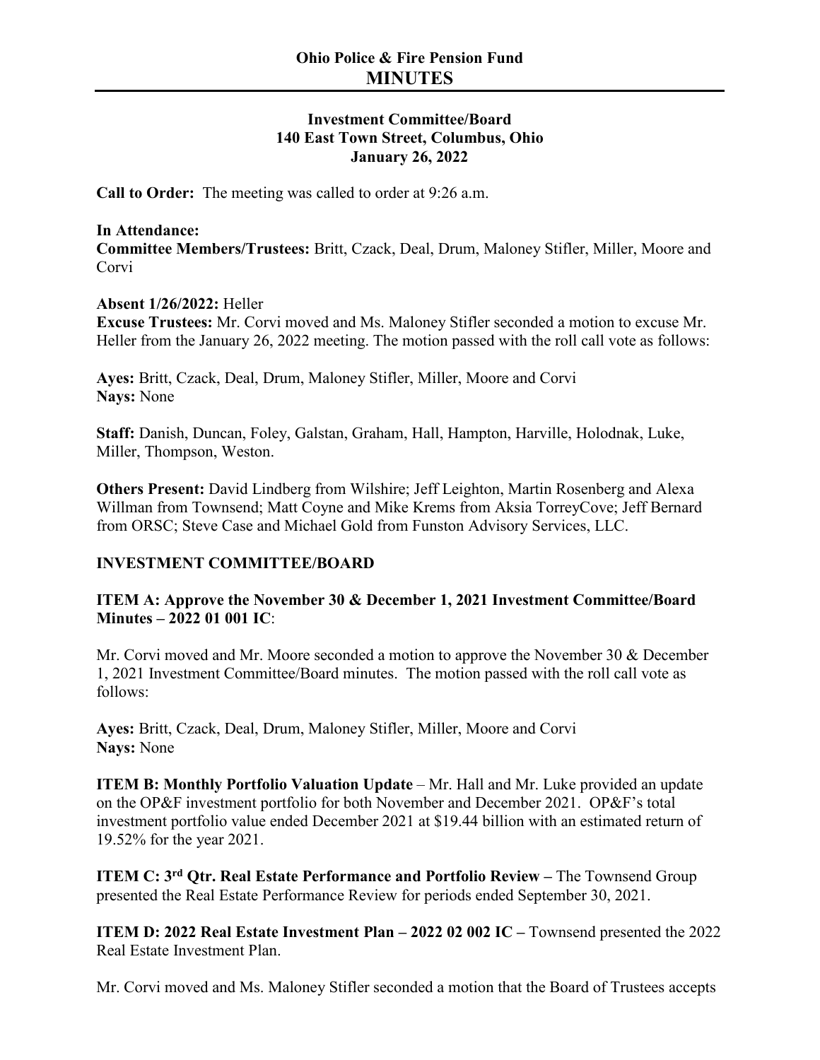# Ohio Police & Fire Pension Fund
# MINUTES

**Investment Committee/Board**
**140 East Town Street, Columbus, Ohio**
**January 26, 2022**

**Call to Order:** The meeting was called to order at 9:26 a.m.

**In Attendance:**
**Committee Members/Trustees:** Britt, Czack, Deal, Drum, Maloney Stifler, Miller, Moore and Corvi

**Absent 1/26/2022:** Heller
**Excuse Trustees:** Mr. Corvi moved and Ms. Maloney Stifler seconded a motion to excuse Mr. Heller from the January 26, 2022 meeting. The motion passed with the roll call vote as follows:

**Ayes:** Britt, Czack, Deal, Drum, Maloney Stifler, Miller, Moore and Corvi
**Nays:** None

**Staff:** Danish, Duncan, Foley, Galstan, Graham, Hall, Hampton, Harville, Holodnak, Luke, Miller, Thompson, Weston.

**Others Present:** David Lindberg from Wilshire; Jeff Leighton, Martin Rosenberg and Alexa Willman from Townsend; Matt Coyne and Mike Krems from Aksia TorreyCove; Jeff Bernard from ORSC; Steve Case and Michael Gold from Funston Advisory Services, LLC.

## INVESTMENT COMMITTEE/BOARD

**ITEM A: Approve the November 30 & December 1, 2021 Investment Committee/Board Minutes – 2022 01 001 IC**:

Mr. Corvi moved and Mr. Moore seconded a motion to approve the November 30 & December 1, 2021 Investment Committee/Board minutes. The motion passed with the roll call vote as follows:

**Ayes:** Britt, Czack, Deal, Drum, Maloney Stifler, Miller, Moore and Corvi
**Nays:** None

**ITEM B: Monthly Portfolio Valuation Update** – Mr. Hall and Mr. Luke provided an update on the OP&F investment portfolio for both November and December 2021. OP&F's total investment portfolio value ended December 2021 at $19.44 billion with an estimated return of 19.52% for the year 2021.

**ITEM C: 3rd Qtr. Real Estate Performance and Portfolio Review –** The Townsend Group presented the Real Estate Performance Review for periods ended September 30, 2021.

**ITEM D: 2022 Real Estate Investment Plan – 2022 02 002 IC –** Townsend presented the 2022 Real Estate Investment Plan.

Mr. Corvi moved and Ms. Maloney Stifler seconded a motion that the Board of Trustees accepts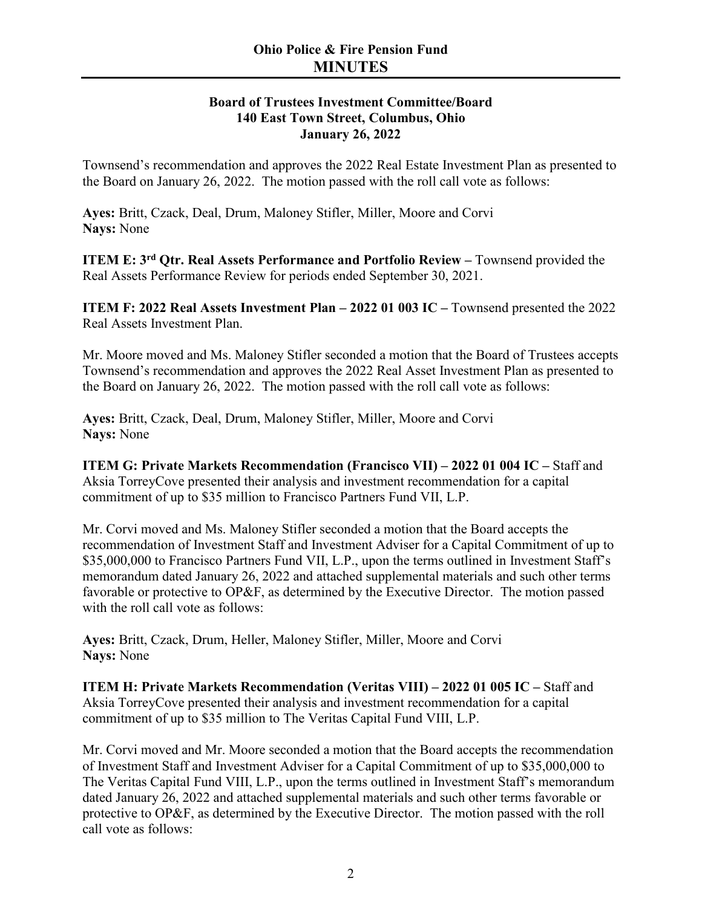Townsend's recommendation and approves the 2022 Real Estate Investment Plan as presented to the Board on January 26, 2022. The motion passed with the roll call vote as follows:

**Ayes:** Britt, Czack, Deal, Drum, Maloney Stifler, Miller, Moore and Corvi
**Nays:** None

**ITEM E: 3rd Qtr. Real Assets Performance and Portfolio Review –** Townsend provided the Real Assets Performance Review for periods ended September 30, 2021.

**ITEM F: 2022 Real Assets Investment Plan – 2022 01 003 IC –** Townsend presented the 2022 Real Assets Investment Plan.

Mr. Moore moved and Ms. Maloney Stifler seconded a motion that the Board of Trustees accepts Townsend's recommendation and approves the 2022 Real Asset Investment Plan as presented to the Board on January 26, 2022. The motion passed with the roll call vote as follows:

**Ayes:** Britt, Czack, Deal, Drum, Maloney Stifler, Miller, Moore and Corvi
**Nays:** None

**ITEM G: Private Markets Recommendation (Francisco VII) – 2022 01 004 IC –** Staff and Aksia TorreyCove presented their analysis and investment recommendation for a capital commitment of up to $35 million to Francisco Partners Fund VII, L.P.

Mr. Corvi moved and Ms. Maloney Stifler seconded a motion that the Board accepts the recommendation of Investment Staff and Investment Adviser for a Capital Commitment of up to $35,000,000 to Francisco Partners Fund VII, L.P., upon the terms outlined in Investment Staff's memorandum dated January 26, 2022 and attached supplemental materials and such other terms favorable or protective to OP&F, as determined by the Executive Director. The motion passed with the roll call vote as follows:

**Ayes:** Britt, Czack, Drum, Heller, Maloney Stifler, Miller, Moore and Corvi
**Nays:** None

**ITEM H: Private Markets Recommendation (Veritas VIII) – 2022 01 005 IC –** Staff and Aksia TorreyCove presented their analysis and investment recommendation for a capital commitment of up to $35 million to The Veritas Capital Fund VIII, L.P.

Mr. Corvi moved and Mr. Moore seconded a motion that the Board accepts the recommendation of Investment Staff and Investment Adviser for a Capital Commitment of up to $35,000,000 to The Veritas Capital Fund VIII, L.P., upon the terms outlined in Investment Staff's memorandum dated January 26, 2022 and attached supplemental materials and such other terms favorable or protective to OP&F, as determined by the Executive Director. The motion passed with the roll call vote as follows: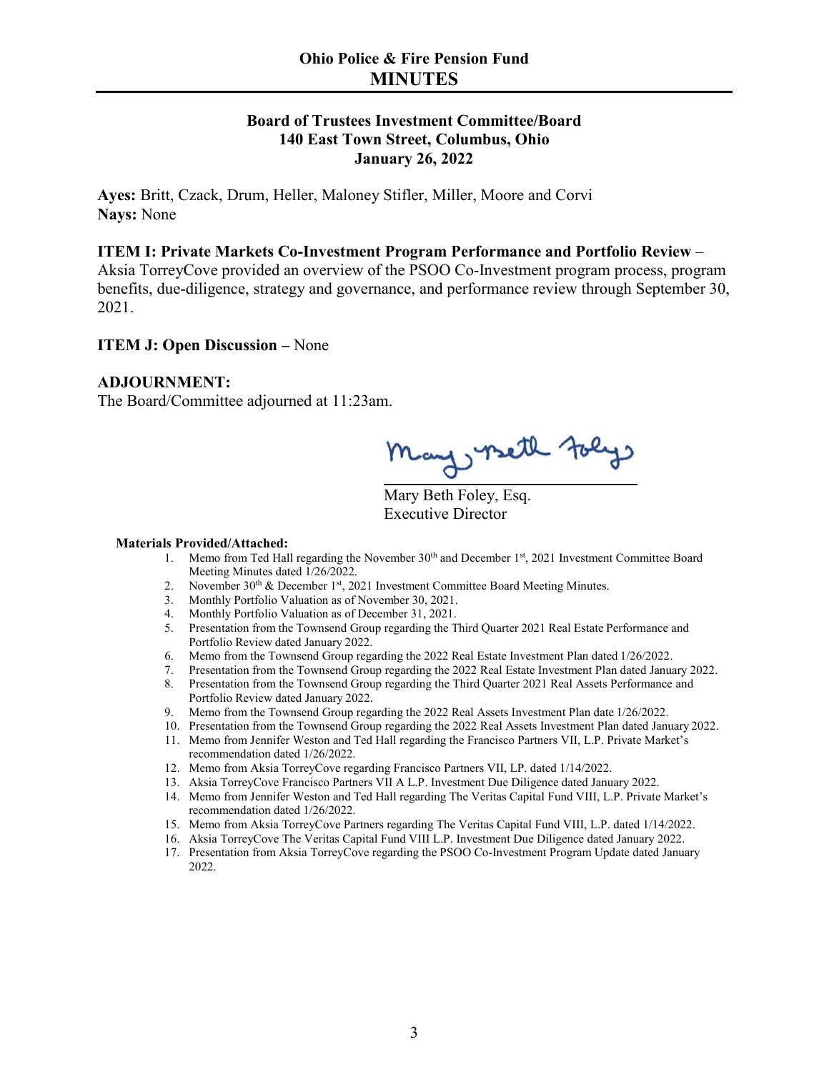# Ohio Police & Fire Pension Fund
# MINUTES

### Board of Trustees Investment Committee/Board
### 140 East Town Street, Columbus, Ohio
### January 26, 2022

**Ayes:** Britt, Czack, Drum, Heller, Maloney Stifler, Miller, Moore and Corvi
**Nays:** None

**ITEM I: Private Markets Co-Investment Program Performance and Portfolio Review** – Aksia TorreyCove provided an overview of the PSOO Co-Investment program process, program benefits, due-diligence, strategy and governance, and performance review through September 30, 2021.

**ITEM J: Open Discussion –** None

**ADJOURNMENT:**
The Board/Committee adjourned at 11:23am.

Mary Beth Foley, Esq.
Executive Director

**Materials Provided/Attached:**

1. Memo from Ted Hall regarding the November 30th and December 1st, 2021 Investment Committee Board Meeting Minutes dated 1/26/2022.
2. November 30th & December 1st, 2021 Investment Committee Board Meeting Minutes.
3. Monthly Portfolio Valuation as of November 30, 2021.
4. Monthly Portfolio Valuation as of December 31, 2021.
5. Presentation from the Townsend Group regarding the Third Quarter 2021 Real Estate Performance and Portfolio Review dated January 2022.
6. Memo from the Townsend Group regarding the 2022 Real Estate Investment Plan dated 1/26/2022.
7. Presentation from the Townsend Group regarding the 2022 Real Estate Investment Plan dated January 2022.
8. Presentation from the Townsend Group regarding the Third Quarter 2021 Real Assets Performance and Portfolio Review dated January 2022.
9. Memo from the Townsend Group regarding the 2022 Real Assets Investment Plan date 1/26/2022.
10. Presentation from the Townsend Group regarding the 2022 Real Assets Investment Plan dated January 2022.
11. Memo from Jennifer Weston and Ted Hall regarding the Francisco Partners VII, L.P. Private Market's recommendation dated 1/26/2022.
12. Memo from Aksia TorreyCove regarding Francisco Partners VII, LP. dated 1/14/2022.
13. Aksia TorreyCove Francisco Partners VII A L.P. Investment Due Diligence dated January 2022.
14. Memo from Jennifer Weston and Ted Hall regarding The Veritas Capital Fund VIII, L.P. Private Market's recommendation dated 1/26/2022.
15. Memo from Aksia TorreyCove Partners regarding The Veritas Capital Fund VIII, L.P. dated 1/14/2022.
16. Aksia TorreyCove The Veritas Capital Fund VIII L.P. Investment Due Diligence dated January 2022.
17. Presentation from Aksia TorreyCove regarding the PSOO Co-Investment Program Update dated January 2022.